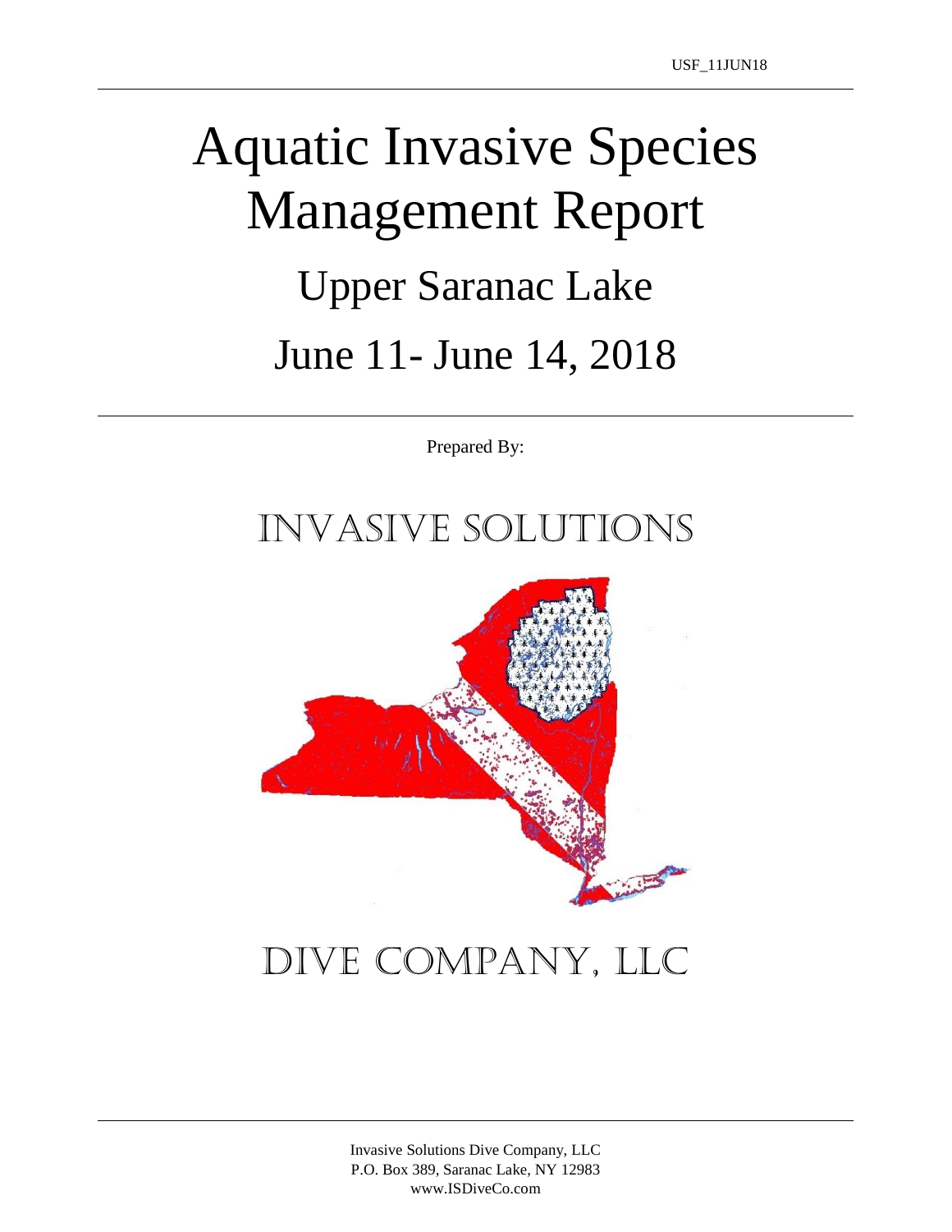USF_11JUN18

# Aquatic Invasive Species Management Report

## Upper Saranac Lake

## June 11- June 14, 2018

Prepared By:

INVASIVE SOLUTIONS

DIVE COMPANY, LLC

Invasive Solutions Dive Company, LLC
P.O. Box 389, Saranac Lake, NY 12983
www.ISDiveCo.com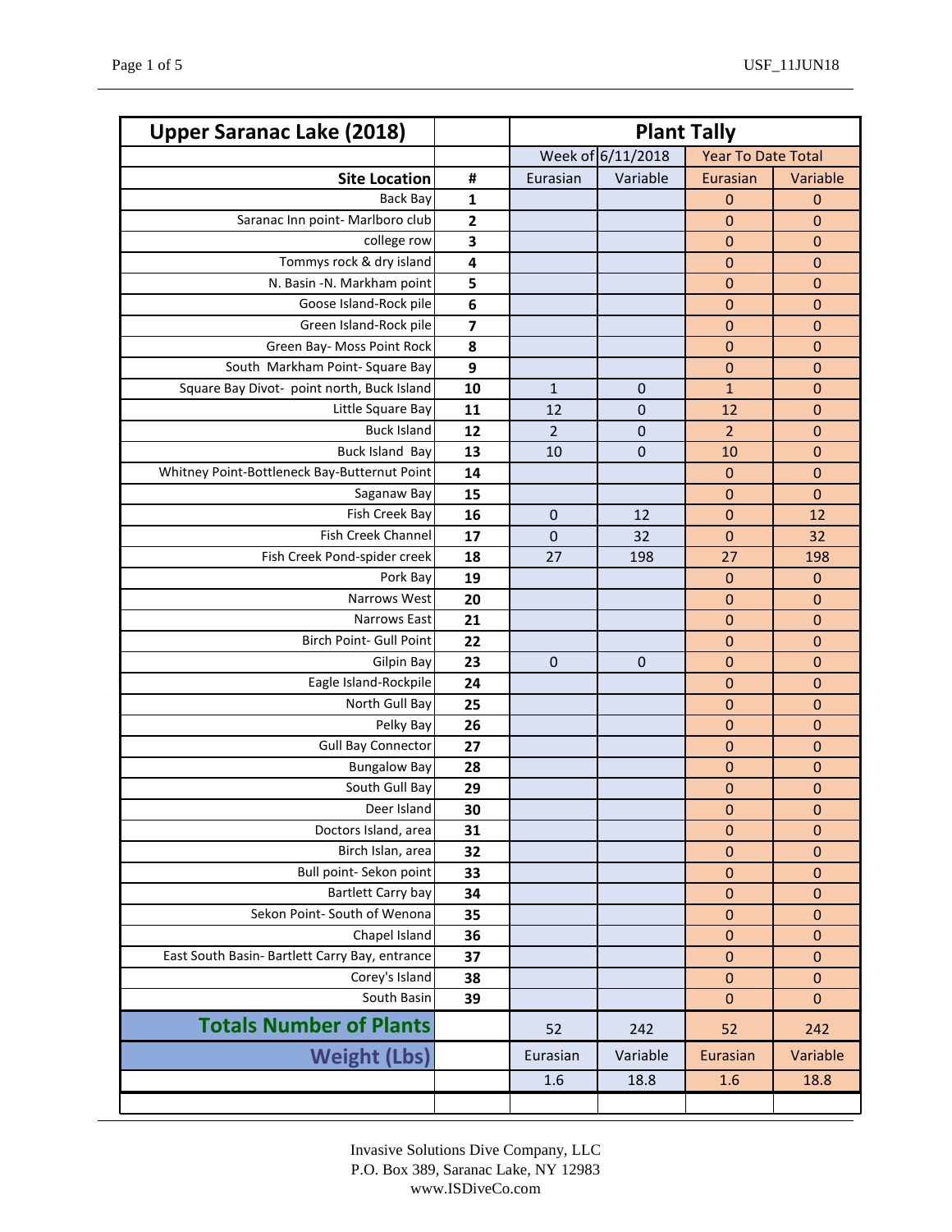| Upper Saranac Lake (2018) | | Plant Tally | | | |
|---|---|---|---|---|---|
| | | Week of 6/11/2018 | | Year To Date Total | |
| **Site Location** | **#** | Eurasian | Variable | Eurasian | Variable |
| Back Bay | **1** | | | 0 | 0 |
| Saranac Inn point- Marlboro club | **2** | | | 0 | 0 |
| college row | **3** | | | 0 | 0 |
| Tommys rock & dry island | **4** | | | 0 | 0 |
| N. Basin -N. Markham point | **5** | | | 0 | 0 |
| Goose Island-Rock pile | **6** | | | 0 | 0 |
| Green Island-Rock pile | **7** | | | 0 | 0 |
| Green Bay- Moss Point Rock | **8** | | | 0 | 0 |
| South Markham Point- Square Bay | **9** | | | 0 | 0 |
| Square Bay Divot- point north, Buck Island | **10** | 1 | 0 | 1 | 0 |
| Little Square Bay | **11** | 12 | 0 | 12 | 0 |
| Buck Island | **12** | 2 | 0 | 2 | 0 |
| Buck Island Bay | **13** | 10 | 0 | 10 | 0 |
| Whitney Point-Bottleneck Bay-Butternut Point | **14** | | | 0 | 0 |
| Saganaw Bay | **15** | | | 0 | 0 |
| Fish Creek Bay | **16** | 0 | 12 | 0 | 12 |
| Fish Creek Channel | **17** | 0 | 32 | 0 | 32 |
| Fish Creek Pond-spider creek | **18** | 27 | 198 | 27 | 198 |
| Pork Bay | **19** | | | 0 | 0 |
| Narrows West | **20** | | | 0 | 0 |
| Narrows East | **21** | | | 0 | 0 |
| Birch Point- Gull Point | **22** | | | 0 | 0 |
| Gilpin Bay | **23** | 0 | 0 | 0 | 0 |
| Eagle Island-Rockpile | **24** | | | 0 | 0 |
| North Gull Bay | **25** | | | 0 | 0 |
| Pelky Bay | **26** | | | 0 | 0 |
| Gull Bay Connector | **27** | | | 0 | 0 |
| Bungalow Bay | **28** | | | 0 | 0 |
| South Gull Bay | **29** | | | 0 | 0 |
| Deer Island | **30** | | | 0 | 0 |
| Doctors Island, area | **31** | | | 0 | 0 |
| Birch Islan, area | **32** | | | 0 | 0 |
| Bull point- Sekon point | **33** | | | 0 | 0 |
| Bartlett Carry bay | **34** | | | 0 | 0 |
| Sekon Point- South of Wenona | **35** | | | 0 | 0 |
| Chapel Island | **36** | | | 0 | 0 |
| East South Basin- Bartlett Carry Bay, entrance | **37** | | | 0 | 0 |
| Corey's Island | **38** | | | 0 | 0 |
| South Basin | **39** | | | 0 | 0 |
| **Totals Number of Plants** | | 52 | 242 | 52 | 242 |
| **Weight (Lbs)** | | Eurasian | Variable | Eurasian | Variable |
| | | 1.6 | 18.8 | 1.6 | 18.8 |

Invasive Solutions Dive Company, LLC
P.O. Box 389, Saranac Lake, NY 12983
www.ISDiveCo.com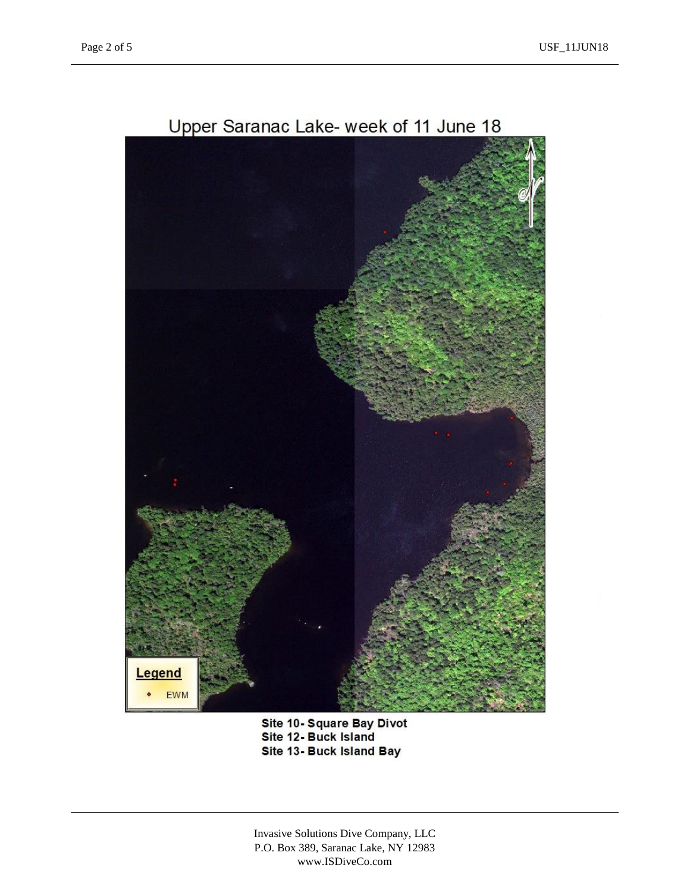Upper Saranac Lake- week of 11 June 18

Legend

EWM

Site 10- Square Bay Divot
Site 12- Buck Island
Site 13- Buck Island Bay

Invasive Solutions Dive Company, LLC
P.O. Box 389, Saranac Lake, NY 12983
www.ISDiveCo.com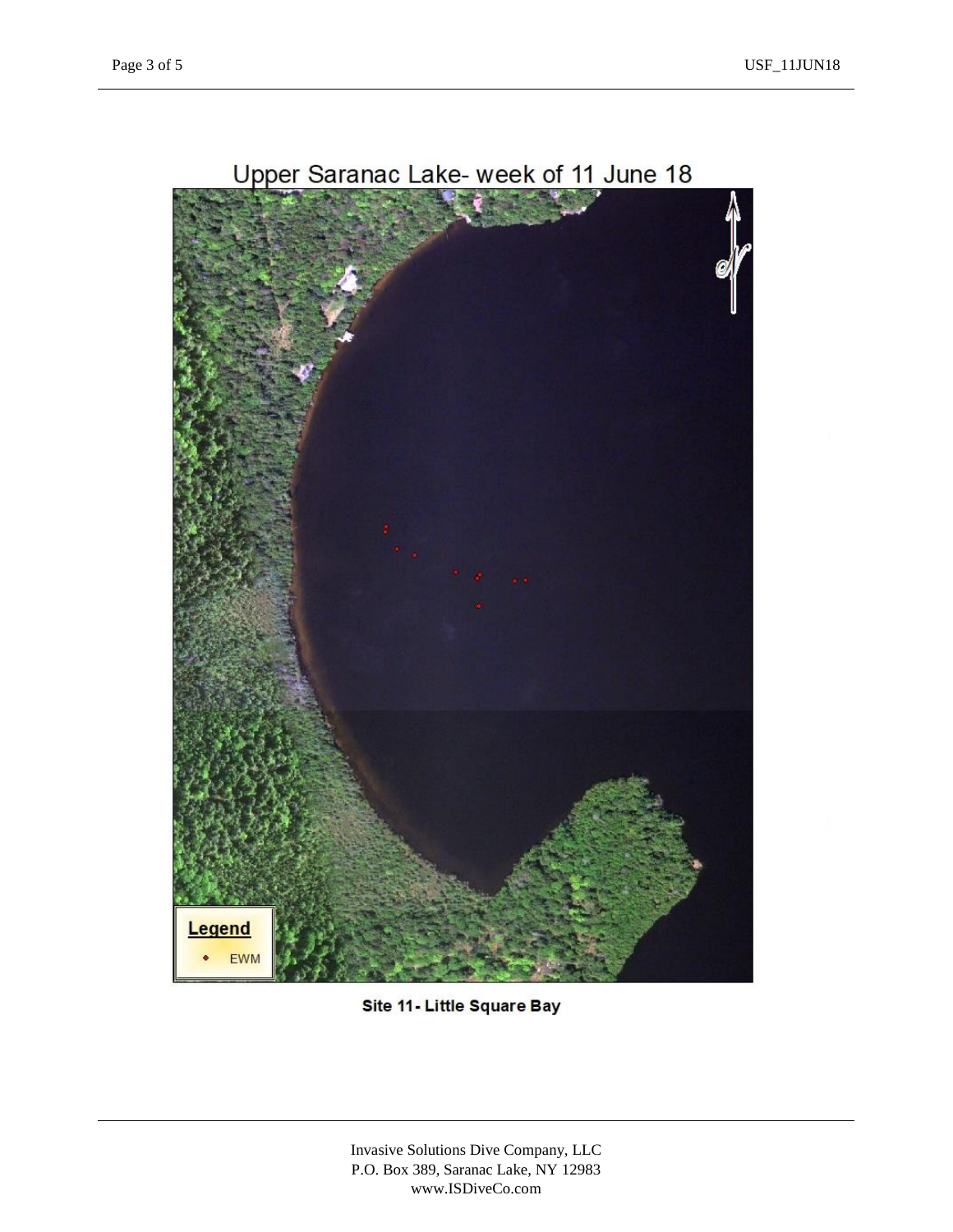Upper Saranac Lake- week of 11 June 18

Legend

EWM

Site 11- Little Square Bay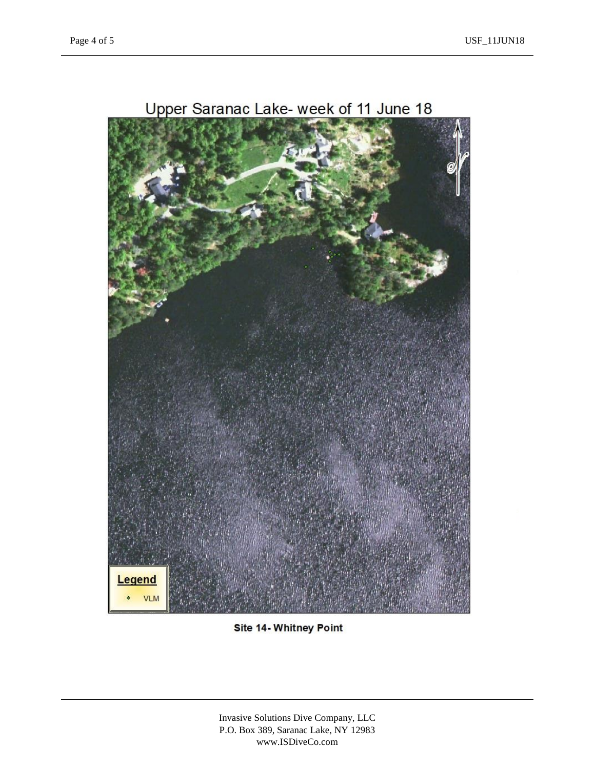Upper Saranac Lake- week of 11 June 18

Legend

VLM

Site 14- Whitney Point

Invasive Solutions Dive Company, LLC
P.O. Box 389, Saranac Lake, NY 12983
www.ISDiveCo.com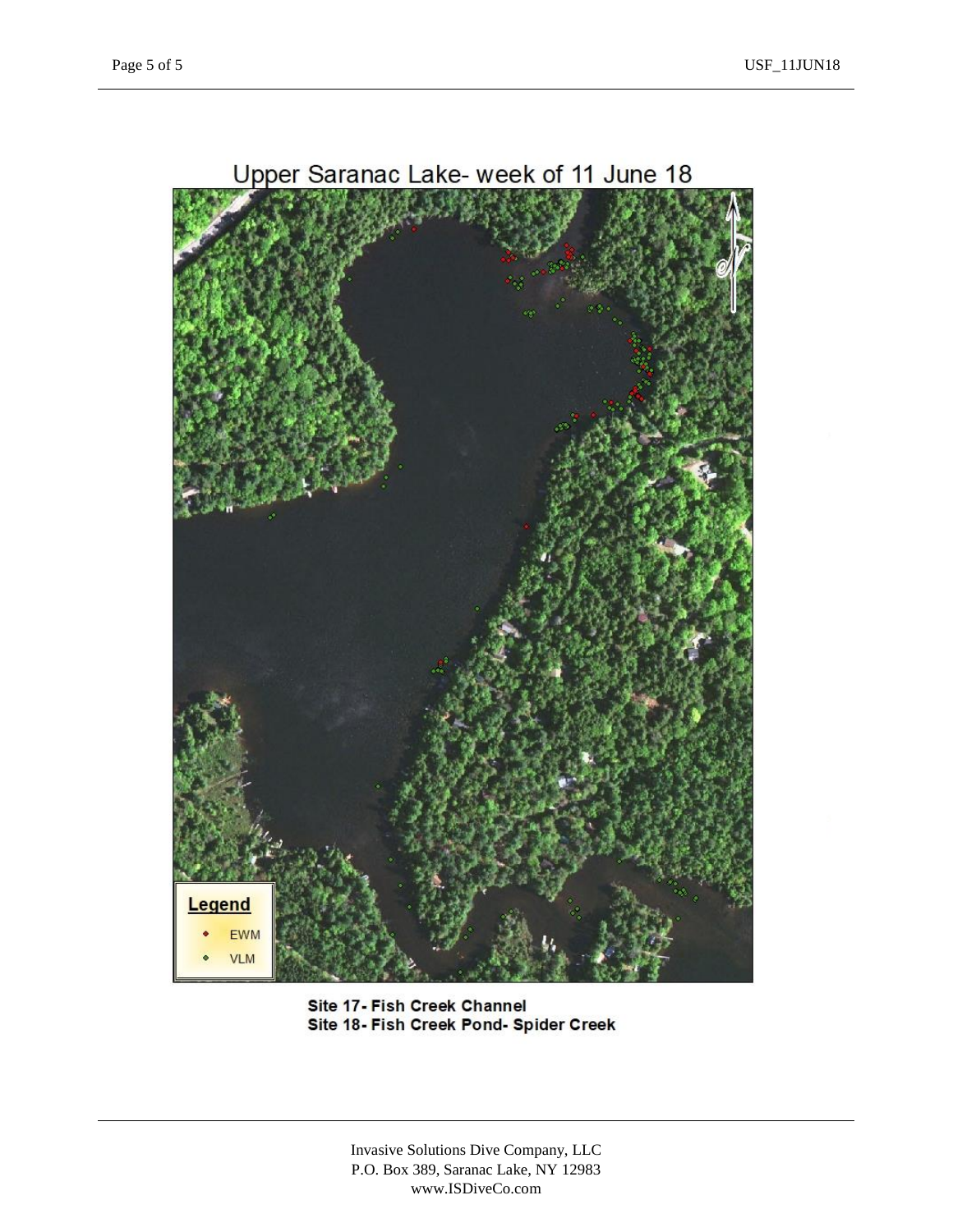Upper Saranac Lake- week of 11 June 18

Legend

EWM

VLM

Site 17- Fish Creek Channel
Site 18- Fish Creek Pond- Spider Creek

Invasive Solutions Dive Company, LLC
P.O. Box 389, Saranac Lake, NY 12983
www.ISDiveCo.com